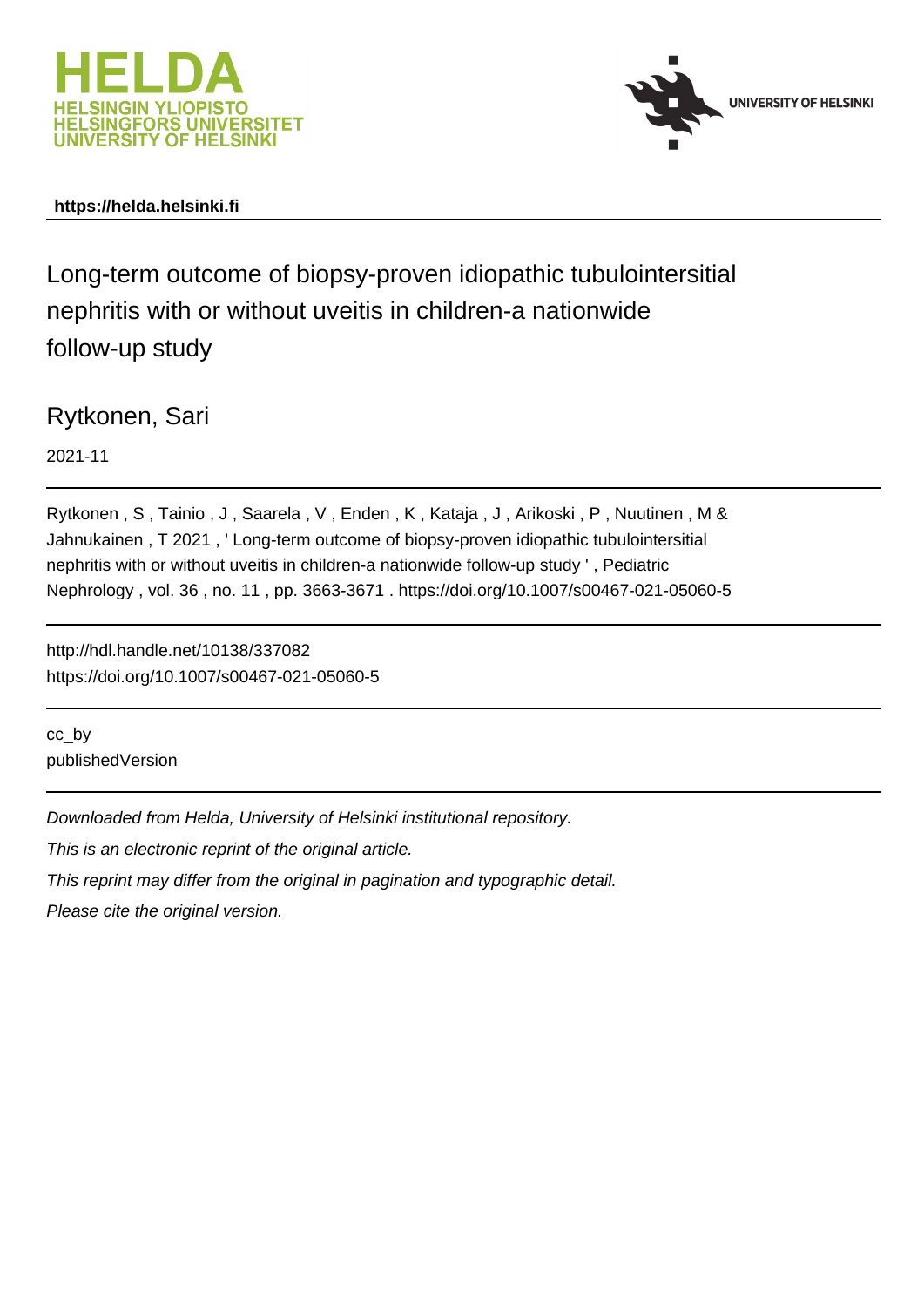https://helda.helsinki.fi

# Long-term outcome of biopsy-proven idiopathic tubulointersitial nephritis with or without uveitis in children-a nationwide follow-up study

Rytkonen, Sari

2021-11

Rytkonen , S , Tainio , J , Saarela , V , Enden , K , Kataja , J , Arikoski , P , Nuutinen , M & Jahnukainen , T 2021 , ' Long-term outcome of biopsy-proven idiopathic tubulointersitial nephritis with or without uveitis in children-a nationwide follow-up study ' , Pediatric Nephrology , vol. 36 , no. 11 , pp. 3663-3671 . https://doi.org/10.1007/s00467-021-05060-5

http://hdl.handle.net/10138/337082
https://doi.org/10.1007/s00467-021-05060-5

cc_by
publishedVersion

*Downloaded from Helda, University of Helsinki institutional repository.*

*This is an electronic reprint of the original article.*

*This reprint may differ from the original in pagination and typographic detail.*

*Please cite the original version.*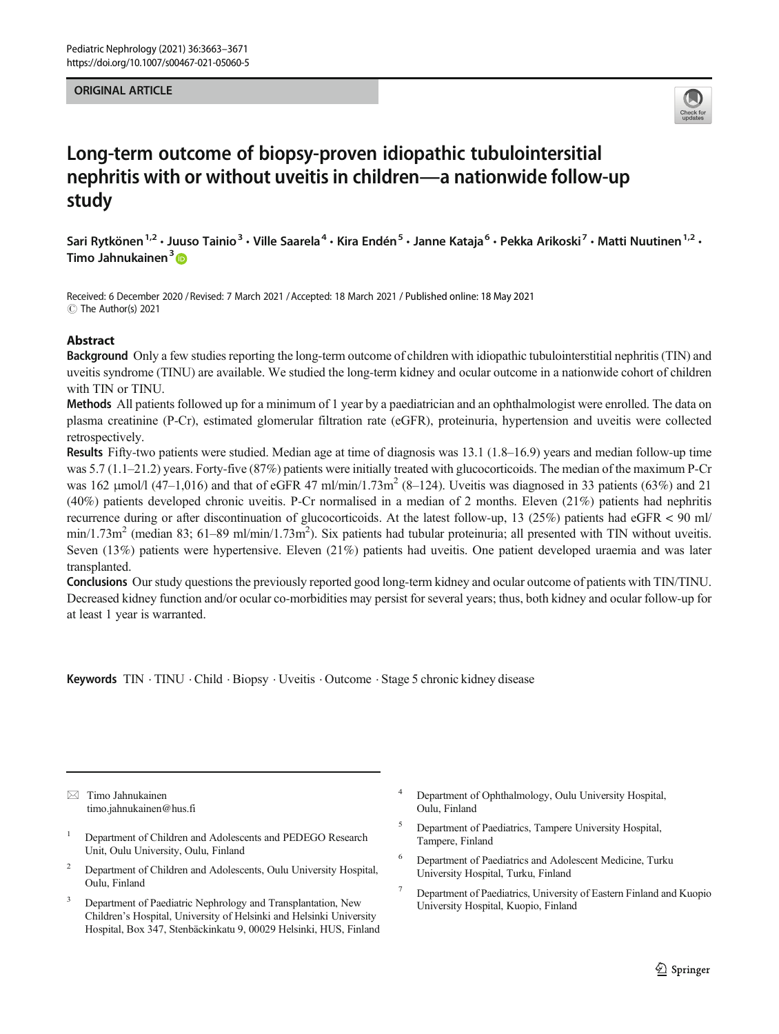# Long-term outcome of biopsy-proven idiopathic tubulointersitial nephritis with or without uveitis in children—a nationwide follow-up study

Sari Rytkönen[1,2] · Juuso Tainio[3] · Ville Saarela[4] · Kira Endén[5] · Janne Kataja[6] · Pekka Arikoski[7] · Matti Nuutinen[1,2] · Timo Jahnukainen[3]

Received: 6 December 2020 / Revised: 7 March 2021 / Accepted: 18 March 2021 / Published online: 18 May 2021
© The Author(s) 2021

## Abstract

**Background** Only a few studies reporting the long-term outcome of children with idiopathic tubulointerstitial nephritis (TIN) and uveitis syndrome (TINU) are available. We studied the long-term kidney and ocular outcome in a nationwide cohort of children with TIN or TINU.

**Methods** All patients followed up for a minimum of 1 year by a paediatrician and an ophthalmologist were enrolled. The data on plasma creatinine (P-Cr), estimated glomerular filtration rate (eGFR), proteinuria, hypertension and uveitis were collected retrospectively.

**Results** Fifty-two patients were studied. Median age at time of diagnosis was 13.1 (1.8–16.9) years and median follow-up time was 5.7 (1.1–21.2) years. Forty-five (87%) patients were initially treated with glucocorticoids. The median of the maximum P-Cr was 162 μmol/l (47–1,016) and that of eGFR 47 ml/min/1.73m$^2$ (8–124). Uveitis was diagnosed in 33 patients (63%) and 21 (40%) patients developed chronic uveitis. P-Cr normalised in a median of 2 months. Eleven (21%) patients had nephritis recurrence during or after discontinuation of glucocorticoids. At the latest follow-up, 13 (25%) patients had eGFR < 90 ml/min/1.73m$^2$ (median 83; 61–89 ml/min/1.73m$^2$). Six patients had tubular proteinuria; all presented with TIN without uveitis. Seven (13%) patients were hypertensive. Eleven (21%) patients had uveitis. One patient developed uraemia and was later transplanted.

**Conclusions** Our study questions the previously reported good long-term kidney and ocular outcome of patients with TIN/TINU. Decreased kidney function and/or ocular co-morbidities may persist for several years; thus, both kidney and ocular follow-up for at least 1 year is warranted.

**Keywords** TIN · TINU · Child · Biopsy · Uveitis · Outcome · Stage 5 chronic kidney disease

---

✉ Timo Jahnukainen
timo.jahnukainen@hus.fi

1. Department of Children and Adolescents and PEDEGO Research Unit, Oulu University, Oulu, Finland
2. Department of Children and Adolescents, Oulu University Hospital, Oulu, Finland
3. Department of Paediatric Nephrology and Transplantation, New Children's Hospital, University of Helsinki and Helsinki University Hospital, Box 347, Stenbäckinkatu 9, 00029 Helsinki, HUS, Finland
4. Department of Ophthalmology, Oulu University Hospital, Oulu, Finland
5. Department of Paediatrics, Tampere University Hospital, Tampere, Finland
6. Department of Paediatrics and Adolescent Medicine, Turku University Hospital, Turku, Finland
7. Department of Paediatrics, University of Eastern Finland and Kuopio University Hospital, Kuopio, Finland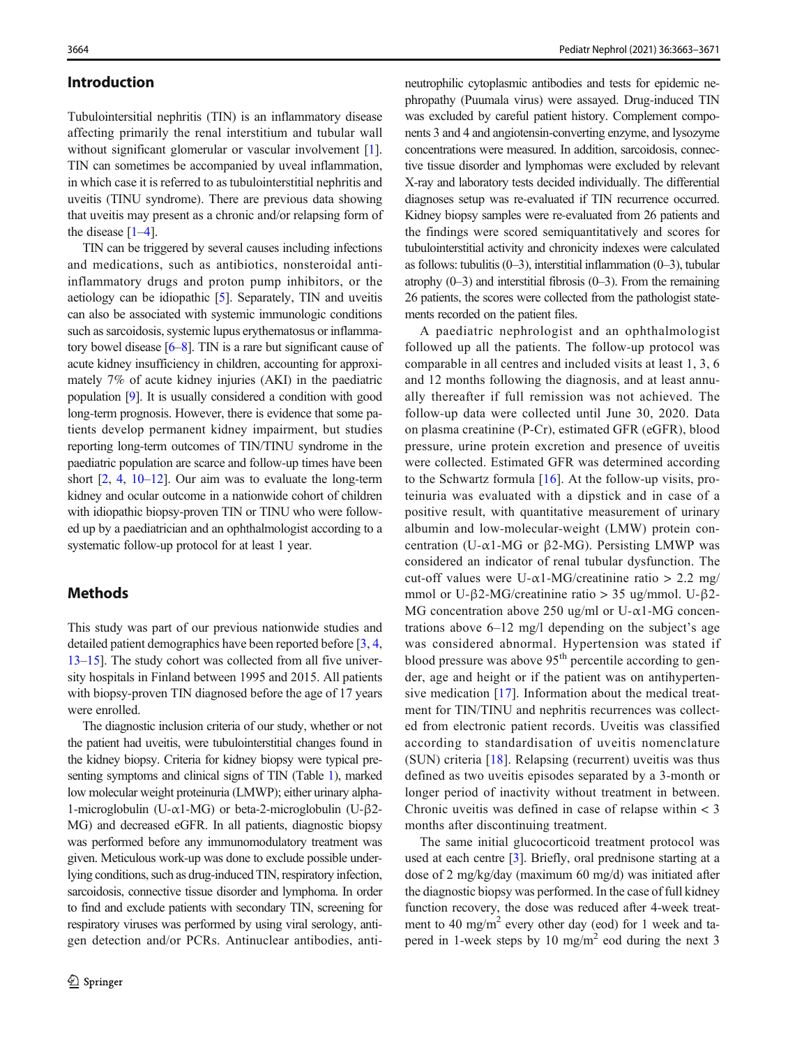## Introduction

Tubulointersitial nephritis (TIN) is an inflammatory disease affecting primarily the renal interstitium and tubular wall without significant glomerular or vascular involvement [1]. TIN can sometimes be accompanied by uveal inflammation, in which case it is referred to as tubulointerstitial nephritis and uveitis (TINU syndrome). There are previous data showing that uveitis may present as a chronic and/or relapsing form of the disease [1–4].

TIN can be triggered by several causes including infections and medications, such as antibiotics, nonsteroidal anti-inflammatory drugs and proton pump inhibitors, or the aetiology can be idiopathic [5]. Separately, TIN and uveitis can also be associated with systemic immunologic conditions such as sarcoidosis, systemic lupus erythematosus or inflammatory bowel disease [6–8]. TIN is a rare but significant cause of acute kidney insufficiency in children, accounting for approximately 7% of acute kidney injuries (AKI) in the paediatric population [9]. It is usually considered a condition with good long-term prognosis. However, there is evidence that some patients develop permanent kidney impairment, but studies reporting long-term outcomes of TIN/TINU syndrome in the paediatric population are scarce and follow-up times have been short [2, 4, 10–12]. Our aim was to evaluate the long-term kidney and ocular outcome in a nationwide cohort of children with idiopathic biopsy-proven TIN or TINU who were followed up by a paediatrician and an ophthalmologist according to a systematic follow-up protocol for at least 1 year.

## Methods

This study was part of our previous nationwide studies and detailed patient demographics have been reported before [3, 4, 13–15]. The study cohort was collected from all five university hospitals in Finland between 1995 and 2015. All patients with biopsy-proven TIN diagnosed before the age of 17 years were enrolled.

The diagnostic inclusion criteria of our study, whether or not the patient had uveitis, were tubulointerstitial changes found in the kidney biopsy. Criteria for kidney biopsy were typical presenting symptoms and clinical signs of TIN (Table 1), marked low molecular weight proteinuria (LMWP); either urinary alpha-1-microglobulin (U-α1-MG) or beta-2-microglobulin (U-β2-MG) and decreased eGFR. In all patients, diagnostic biopsy was performed before any immunomodulatory treatment was given. Meticulous work-up was done to exclude possible underlying conditions, such as drug-induced TIN, respiratory infection, sarcoidosis, connective tissue disorder and lymphoma. In order to find and exclude patients with secondary TIN, screening for respiratory viruses was performed by using viral serology, antigen detection and/or PCRs. Antinuclear antibodies, anti-neutrophilic cytoplasmic antibodies and tests for epidemic nephropathy (Puumala virus) were assayed. Drug-induced TIN was excluded by careful patient history. Complement components 3 and 4 and angiotensin-converting enzyme, and lysozyme concentrations were measured. In addition, sarcoidosis, connective tissue disorder and lymphomas were excluded by relevant X-ray and laboratory tests decided individually. The differential diagnoses setup was re-evaluated if TIN recurrence occurred. Kidney biopsy samples were re-evaluated from 26 patients and the findings were scored semiquantitatively and scores for tubulointerstitial activity and chronicity indexes were calculated as follows: tubulitis (0–3), interstitial inflammation (0–3), tubular atrophy (0–3) and interstitial fibrosis (0–3). From the remaining 26 patients, the scores were collected from the pathologist statements recorded on the patient files.

A paediatric nephrologist and an ophthalmologist followed up all the patients. The follow-up protocol was comparable in all centres and included visits at least 1, 3, 6 and 12 months following the diagnosis, and at least annually thereafter if full remission was not achieved. The follow-up data were collected until June 30, 2020. Data on plasma creatinine (P-Cr), estimated GFR (eGFR), blood pressure, urine protein excretion and presence of uveitis were collected. Estimated GFR was determined according to the Schwartz formula [16]. At the follow-up visits, proteinuria was evaluated with a dipstick and in case of a positive result, with quantitative measurement of urinary albumin and low-molecular-weight (LMW) protein concentration (U-α1-MG or β2-MG). Persisting LMWP was considered an indicator of renal tubular dysfunction. The cut-off values were U-α1-MG/creatinine ratio > 2.2 mg/mmol or U-β2-MG/creatinine ratio > 35 ug/mmol. U-β2-MG concentration above 250 ug/ml or U-α1-MG concentrations above 6–12 mg/l depending on the subject's age was considered abnormal. Hypertension was stated if blood pressure was above 95$^{th}$ percentile according to gender, age and height or if the patient was on antihypertensive medication [17]. Information about the medical treatment for TIN/TINU and nephritis recurrences was collected from electronic patient records. Uveitis was classified according to standardisation of uveitis nomenclature (SUN) criteria [18]. Relapsing (recurrent) uveitis was thus defined as two uveitis episodes separated by a 3-month or longer period of inactivity without treatment in between. Chronic uveitis was defined in case of relapse within < 3 months after discontinuing treatment.

The same initial glucocorticoid treatment protocol was used at each centre [3]. Briefly, oral prednisone starting at a dose of 2 mg/kg/day (maximum 60 mg/d) was initiated after the diagnostic biopsy was performed. In the case of full kidney function recovery, the dose was reduced after 4-week treatment to 40 mg/m$^2$ every other day (eod) for 1 week and tapered in 1-week steps by 10 mg/m$^2$ eod during the next 3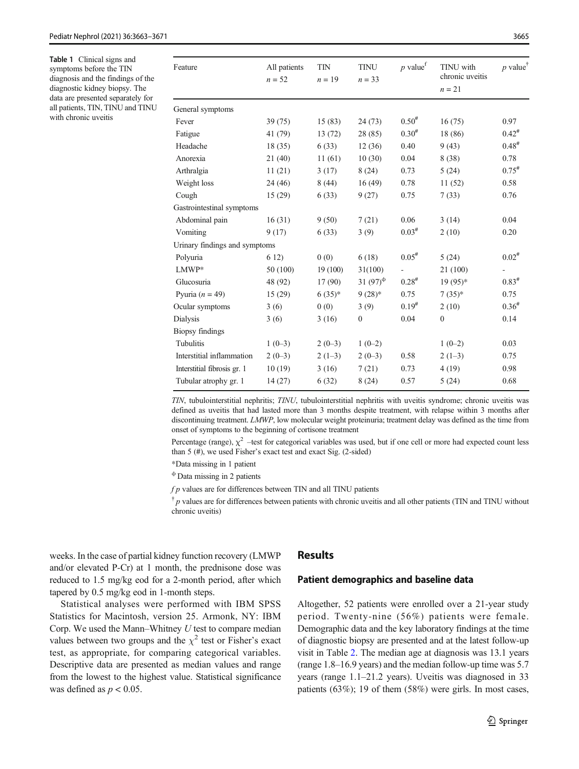**Table 1** Clinical signs and symptoms before the TIN diagnosis and the findings of the diagnostic kidney biopsy. The data are presented separately for all patients, TIN, TINU and TINU with chronic uveitis

| Feature | All patients $n = 52$ | TIN $n = 19$ | TINU $n = 33$ | $p$ value[f] | TINU with chronic uveitis $n = 21$ | $p$ value[†] |
|---|---|---|---|---|---|---|
| General symptoms | | | | | | |
| Fever | 39 (75) | 15 (83) | 24 (73) | 0.50[#] | 16 (75) | 0.97 |
| Fatigue | 41 (79) | 13 (72) | 28 (85) | 0.30[#] | 18 (86) | 0.42[#] |
| Headache | 18 (35) | 6 (33) | 12 (36) | 0.40 | 9 (43) | 0.48[#] |
| Anorexia | 21 (40) | 11 (61) | 10 (30) | 0.04 | 8 (38) | 0.78 |
| Arthralgia | 11 (21) | 3 (17) | 8 (24) | 0.73 | 5 (24) | 0.75[#] |
| Weight loss | 24 (46) | 8 (44) | 16 (49) | 0.78 | 11 (52) | 0.58 |
| Cough | 15 (29) | 6 (33) | 9 (27) | 0.75 | 7 (33) | 0.76 |
| Gastrointestinal symptoms | | | | | | |
| Abdominal pain | 16 (31) | 9 (50) | 7 (21) | 0.06 | 3 (14) | 0.04 |
| Vomiting | 9 (17) | 6 (33) | 3 (9) | 0.03[#] | 2 (10) | 0.20 |
| Urinary findings and symptoms | | | | | | |
| Polyuria | 6 12) | 0 (0) | 6 (18) | 0.05[#] | 5 (24) | 0.02[#] |
| LMWP* | 50 (100) | 19 (100) | 31(100) | - | 21 (100) | - |
| Glucosuria | 48 (92) | 17 (90) | 31 (97)[Φ] | 0.28[#] | 19 (95)* | 0.83[#] |
| Pyuria ($n = 49$) | 15 (29) | 6 (35)* | 9 (28)* | 0.75 | 7 (35)* | 0.75 |
| Ocular symptoms | 3 (6) | 0 (0) | 3 (9) | 0.19[#] | 2 (10) | 0.36[#] |
| Dialysis | 3 (6) | 3 (16) | 0 | 0.04 | 0 | 0.14 |
| Biopsy findings | | | | | | |
| Tubulitis | 1 (0–3) | 2 (0–3) | 1 (0–2) | | 1 (0–2) | 0.03 |
| Interstitial inflammation | 2 (0–3) | 2 (1–3) | 2 (0–3) | 0.58 | 2 (1–3) | 0.75 |
| Interstitial fibrosis gr. 1 | 10 (19) | 3 (16) | 7 (21) | 0.73 | 4 (19) | 0.98 |
| Tubular atrophy gr. 1 | 14 (27) | 6 (32) | 8 (24) | 0.57 | 5 (24) | 0.68 |

*TIN*, tubulointerstitial nephritis; *TINU*, tubulointerstitial nephritis with uveitis syndrome; chronic uveitis was defined as uveitis that had lasted more than 3 months despite treatment, with relapse within 3 months after discontinuing treatment. *LMWP*, low molecular weight proteinuria; treatment delay was defined as the time from onset of symptoms to the beginning of cortisone treatment

Percentage (range), $\chi^2$ –test for categorical variables was used, but if one cell or more had expected count less than 5 (#), we used Fisher's exact test and exact Sig. (2-sided)

*Data missing in 1 patient

Φ Data missing in 2 patients

*f* *p* values are for differences between TIN and all TINU patients

† *p* values are for differences between patients with chronic uveitis and all other patients (TIN and TINU without chronic uveitis)

weeks. In the case of partial kidney function recovery (LMWP and/or elevated P-Cr) at 1 month, the prednisone dose was reduced to 1.5 mg/kg eod for a 2-month period, after which tapered by 0.5 mg/kg eod in 1-month steps.

Statistical analyses were performed with IBM SPSS Statistics for Macintosh, version 25. Armonk, NY: IBM Corp. We used the Mann–Whitney *U* test to compare median values between two groups and the $\chi^2$ test or Fisher's exact test, as appropriate, for comparing categorical variables. Descriptive data are presented as median values and range from the lowest to the highest value. Statistical significance was defined as $p < 0.05$.

## Results

### Patient demographics and baseline data

Altogether, 52 patients were enrolled over a 21-year study period. Twenty-nine (56%) patients were female. Demographic data and the key laboratory findings at the time of diagnostic biopsy are presented and at the latest follow-up visit in Table 2. The median age at diagnosis was 13.1 years (range 1.8–16.9 years) and the median follow-up time was 5.7 years (range 1.1–21.2 years). Uveitis was diagnosed in 33 patients (63%); 19 of them (58%) were girls. In most cases,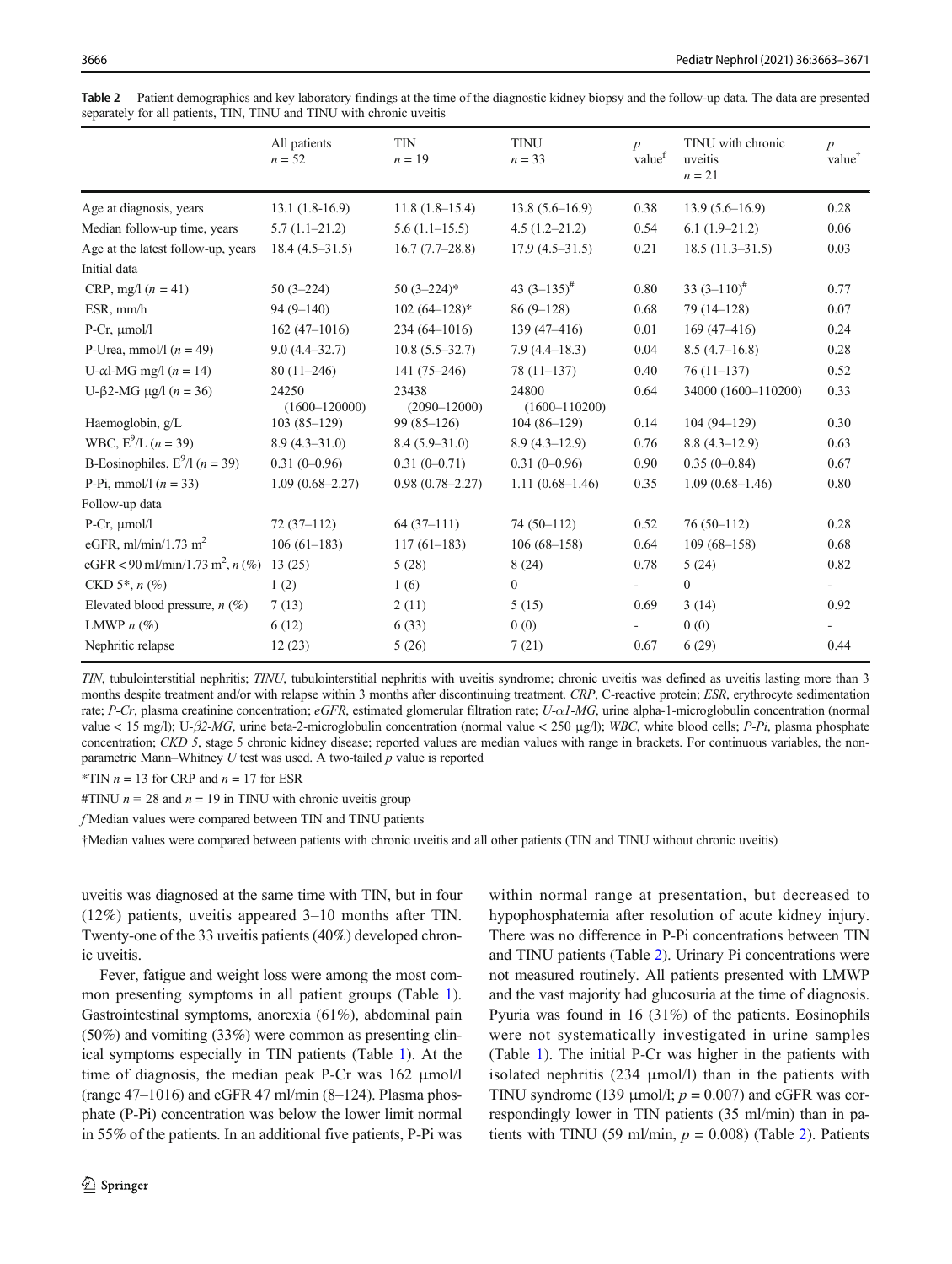**Table 2** Patient demographics and key laboratory findings at the time of the diagnostic kidney biopsy and the follow-up data. The data are presented separately for all patients, TIN, TINU and TINU with chronic uveitis

| | All patients $n = 52$ | TIN $n = 19$ | TINU $n = 33$ | $p$ value[f] | TINU with chronic uveitis $n = 21$ | $p$ value[†] |
|---|---|---|---|---|---|---|
| Age at diagnosis, years | 13.1 (1.8-16.9) | 11.8 (1.8–15.4) | 13.8 (5.6–16.9) | 0.38 | 13.9 (5.6–16.9) | 0.28 |
| Median follow-up time, years | 5.7 (1.1–21.2) | 5.6 (1.1–15.5) | 4.5 (1.2–21.2) | 0.54 | 6.1 (1.9–21.2) | 0.06 |
| Age at the latest follow-up, years | 18.4 (4.5–31.5) | 16.7 (7.7–28.8) | 17.9 (4.5–31.5) | 0.21 | 18.5 (11.3–31.5) | 0.03 |
| Initial data | | | | | | |
| CRP, mg/l ($n = 41$) | 50 (3–224) | 50 (3–224)* | 43 (3–135)[#] | 0.80 | 33 (3–110)[#] | 0.77 |
| ESR, mm/h | 94 (9–140) | 102 (64–128)* | 86 (9–128) | 0.68 | 79 (14–128) | 0.07 |
| P-Cr, μmol/l | 162 (47–1016) | 234 (64–1016) | 139 (47–416) | 0.01 | 169 (47–416) | 0.24 |
| P-Urea, mmol/l ($n = 49$) | 9.0 (4.4–32.7) | 10.8 (5.5–32.7) | 7.9 (4.4–18.3) | 0.04 | 8.5 (4.7–16.8) | 0.28 |
| U-αl-MG mg/l ($n = 14$) | 80 (11–246) | 141 (75–246) | 78 (11–137) | 0.40 | 76 (11–137) | 0.52 |
| U-β2-MG μg/l ($n = 36$) | 24250 (1600–120000) | 23438 (2090–12000) | 24800 (1600–110200) | 0.64 | 34000 (1600–110200) | 0.33 |
| Haemoglobin, g/L | 103 (85–129) | 99 (85–126) | 104 (86–129) | 0.14 | 104 (94–129) | 0.30 |
| WBC, $E^9$/L ($n = 39$) | 8.9 (4.3–31.0) | 8.4 (5.9–31.0) | 8.9 (4.3–12.9) | 0.76 | 8.8 (4.3–12.9) | 0.63 |
| B-Eosinophiles, $E^9$/l ($n = 39$) | 0.31 (0–0.96) | 0.31 (0–0.71) | 0.31 (0–0.96) | 0.90 | 0.35 (0–0.84) | 0.67 |
| P-Pi, mmol/l ($n = 33$) | 1.09 (0.68–2.27) | 0.98 (0.78–2.27) | 1.11 (0.68–1.46) | 0.35 | 1.09 (0.68–1.46) | 0.80 |
| Follow-up data | | | | | | |
| P-Cr, μmol/l | 72 (37–112) | 64 (37–111) | 74 (50–112) | 0.52 | 76 (50–112) | 0.28 |
| eGFR, ml/min/1.73 m$^2$ | 106 (61–183) | 117 (61–183) | 106 (68–158) | 0.64 | 109 (68–158) | 0.68 |
| eGFR < 90 ml/min/1.73 m$^2$, $n$ (%) | 13 (25) | 5 (28) | 8 (24) | 0.78 | 5 (24) | 0.82 |
| CKD 5*, $n$ (%) | 1 (2) | 1 (6) | 0 | - | 0 | - |
| Elevated blood pressure, $n$ (%) | 7 (13) | 2 (11) | 5 (15) | 0.69 | 3 (14) | 0.92 |
| LMWP $n$ (%) | 6 (12) | 6 (33) | 0 (0) | - | 0 (0) | - |
| Nephritic relapse | 12 (23) | 5 (26) | 7 (21) | 0.67 | 6 (29) | 0.44 |

*TIN*, tubulointerstitial nephritis; *TINU*, tubulointerstitial nephritis with uveitis syndrome; chronic uveitis was defined as uveitis lasting more than 3 months despite treatment and/or with relapse within 3 months after discontinuing treatment. *CRP*, C-reactive protein; *ESR*, erythrocyte sedimentation rate; *P-Cr*, plasma creatinine concentration; *eGFR*, estimated glomerular filtration rate; *U-α1-MG*, urine alpha-1-microglobulin concentration (normal value < 15 mg/l); *U-β2-MG*, urine beta-2-microglobulin concentration (normal value < 250 μg/l); *WBC*, white blood cells; *P-Pi*, plasma phosphate concentration; *CKD 5*, stage 5 chronic kidney disease; reported values are median values with range in brackets. For continuous variables, the non-parametric Mann–Whitney $U$ test was used. A two-tailed $p$ value is reported

*TIN $n = 13$ for CRP and $n = 17$ for ESR

#TINU $n = 28$ and $n = 19$ in TINU with chronic uveitis group

*f* Median values were compared between TIN and TINU patients

†Median values were compared between patients with chronic uveitis and all other patients (TIN and TINU without chronic uveitis)

uveitis was diagnosed at the same time with TIN, but in four (12%) patients, uveitis appeared 3–10 months after TIN. Twenty-one of the 33 uveitis patients (40%) developed chronic uveitis.

Fever, fatigue and weight loss were among the most common presenting symptoms in all patient groups (Table 1). Gastrointestinal symptoms, anorexia (61%), abdominal pain (50%) and vomiting (33%) were common as presenting clinical symptoms especially in TIN patients (Table 1). At the time of diagnosis, the median peak P-Cr was 162 μmol/l (range 47–1016) and eGFR 47 ml/min (8–124). Plasma phosphate (P-Pi) concentration was below the lower limit normal in 55% of the patients. In an additional five patients, P-Pi was within normal range at presentation, but decreased to hypophosphatemia after resolution of acute kidney injury. There was no difference in P-Pi concentrations between TIN and TINU patients (Table 2). Urinary Pi concentrations were not measured routinely. All patients presented with LMWP and the vast majority had glucosuria at the time of diagnosis. Pyuria was found in 16 (31%) of the patients. Eosinophils were not systematically investigated in urine samples (Table 1). The initial P-Cr was higher in the patients with isolated nephritis (234 μmol/l) than in the patients with TINU syndrome (139 μmol/l; $p = 0.007$) and eGFR was correspondingly lower in TIN patients (35 ml/min) than in patients with TINU (59 ml/min, $p = 0.008$) (Table 2). Patients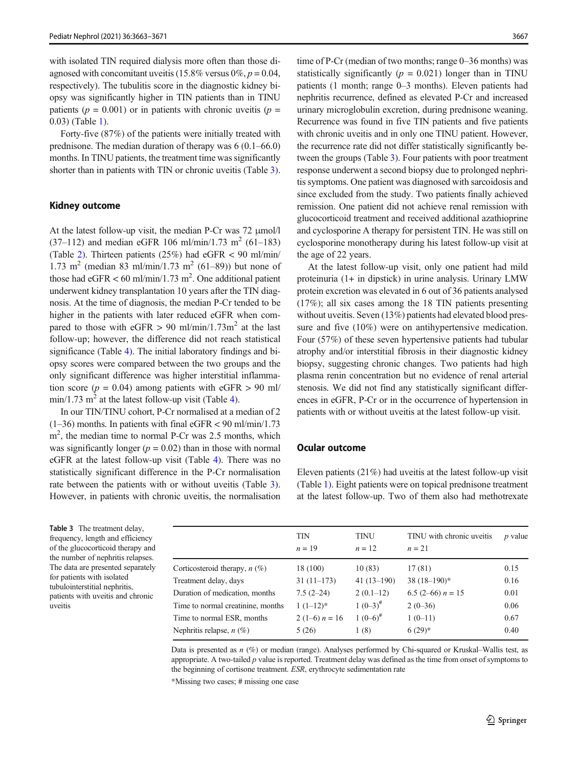with isolated TIN required dialysis more often than those diagnosed with concomitant uveitis (15.8% versus 0%, $p = 0.04$, respectively). The tubulitis score in the diagnostic kidney biopsy was significantly higher in TIN patients than in TINU patients ($p = 0.001$) or in patients with chronic uveitis ($p = 0.03$) (Table 1).

Forty-five (87%) of the patients were initially treated with prednisone. The median duration of therapy was 6 (0.1–66.0) months. In TINU patients, the treatment time was significantly shorter than in patients with TIN or chronic uveitis (Table 3).

## Kidney outcome

At the latest follow-up visit, the median P-Cr was 72 μmol/l (37–112) and median eGFR 106 ml/min/1.73 $m^2$ (61–183) (Table 2). Thirteen patients (25%) had eGFR < 90 ml/min/1.73 $m^2$ (median 83 ml/min/1.73 $m^2$ (61–89)) but none of those had eGFR < 60 ml/min/1.73 $m^2$. One additional patient underwent kidney transplantation 10 years after the TIN diagnosis. At the time of diagnosis, the median P-Cr tended to be higher in the patients with later reduced eGFR when compared to those with eGFR > 90 ml/min/1.73$m^2$ at the last follow-up; however, the difference did not reach statistical significance (Table 4). The initial laboratory findings and biopsy scores were compared between the two groups and the only significant difference was higher interstitial inflammation score ($p = 0.04$) among patients with eGFR > 90 ml/min/1.73 $m^2$ at the latest follow-up visit (Table 4).

In our TIN/TINU cohort, P-Cr normalised at a median of 2 (1–36) months. In patients with final eGFR < 90 ml/min/1.73 $m^2$, the median time to normal P-Cr was 2.5 months, which was significantly longer ($p = 0.02$) than in those with normal eGFR at the latest follow-up visit (Table 4). There was no statistically significant difference in the P-Cr normalisation rate between the patients with or without uveitis (Table 3). However, in patients with chronic uveitis, the normalisation time of P-Cr (median of two months; range 0–36 months) was statistically significantly ($p = 0.021$) longer than in TINU patients (1 month; range 0–3 months). Eleven patients had nephritis recurrence, defined as elevated P-Cr and increased urinary microglobulin excretion, during prednisone weaning. Recurrence was found in five TIN patients and five patients with chronic uveitis and in only one TINU patient. However, the recurrence rate did not differ statistically significantly between the groups (Table 3). Four patients with poor treatment response underwent a second biopsy due to prolonged nephritis symptoms. One patient was diagnosed with sarcoidosis and since excluded from the study. Two patients finally achieved remission. One patient did not achieve renal remission with glucocorticoid treatment and received additional azathioprine and cyclosporine A therapy for persistent TIN. He was still on cyclosporine monotherapy during his latest follow-up visit at the age of 22 years.

At the latest follow-up visit, only one patient had mild proteinuria (1+ in dipstick) in urine analysis. Urinary LMW protein excretion was elevated in 6 out of 36 patients analysed (17%); all six cases among the 18 TIN patients presenting without uveitis. Seven (13%) patients had elevated blood pressure and five (10%) were on antihypertensive medication. Four (57%) of these seven hypertensive patients had tubular atrophy and/or interstitial fibrosis in their diagnostic kidney biopsy, suggesting chronic changes. Two patients had high plasma renin concentration but no evidence of renal arterial stenosis. We did not find any statistically significant differences in eGFR, P-Cr or in the occurrence of hypertension in patients with or without uveitis at the latest follow-up visit.

## Ocular outcome

Eleven patients (21%) had uveitis at the latest follow-up visit (Table 1). Eight patients were on topical prednisone treatment at the latest follow-up. Two of them also had methotrexate

**Table 3** The treatment delay, frequency, length and efficiency of the glucocorticoid therapy and the number of nephritis relapses. The data are presented separately for patients with isolated tubulointerstitial nephritis, patients with uveitis and chronic uveitis

| | TIN $n = 19$ | TINU $n = 12$ | TINU with chronic uveitis $n = 21$ | *p* value |
|---|---|---|---|---|
| Corticosteroid therapy, *n* (%) | 18 (100) | 10 (83) | 17 (81) | 0.15 |
| Treatment delay, days | 31 (11–173) | 41 (13–190) | 38 (18–190)* | 0.16 |
| Duration of medication, months | 7.5 (2–24) | 2 (0.1–12) | 6.5 (2–66) $n = 15$ | 0.01 |
| Time to normal creatinine, months | 1 (1–12)* | 1 (0–3)# | 2 (0–36) | 0.06 |
| Time to normal ESR, months | 2 (1–6) $n = 16$ | 1 (0–6)# | 1 (0–11) | 0.67 |
| Nephritis relapse, *n* (%) | 5 (26) | 1 (8) | 6 (29)* | 0.40 |

Data is presented as *n* (%) or median (range). Analyses performed by Chi-squared or Kruskal–Wallis test, as appropriate. A two-tailed *p* value is reported. Treatment delay was defined as the time from onset of symptoms to the beginning of cortisone treatment. *ESR*, erythrocyte sedimentation rate

*Missing two cases; # missing one case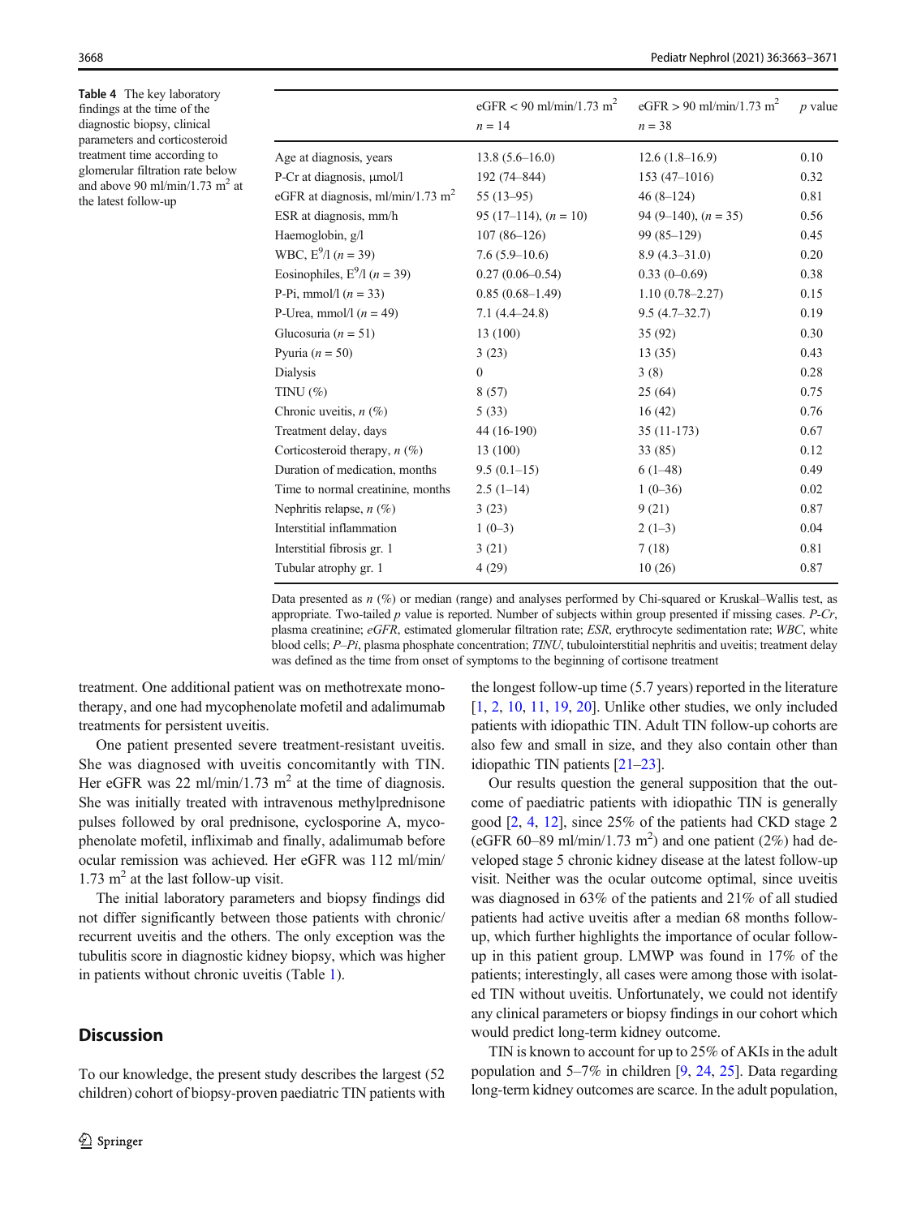Table 4 The key laboratory findings at the time of the diagnostic biopsy, clinical parameters and corticosteroid treatment time according to glomerular filtration rate below and above 90 ml/min/1.73 m$^2$ at the latest follow-up

| | eGFR < 90 ml/min/1.73 m$^2$ $n = 14$ | eGFR > 90 ml/min/1.73 m$^2$ $n = 38$ | $p$ value |
|---|---|---|---|
| Age at diagnosis, years | 13.8 (5.6–16.0) | 12.6 (1.8–16.9) | 0.10 |
| P-Cr at diagnosis, μmol/l | 192 (74–844) | 153 (47–1016) | 0.32 |
| eGFR at diagnosis, ml/min/1.73 m$^2$ | 55 (13–95) | 46 (8–124) | 0.81 |
| ESR at diagnosis, mm/h | 95 (17–114), ($n = 10$) | 94 (9–140), ($n = 35$) | 0.56 |
| Haemoglobin, g/l | 107 (86–126) | 99 (85–129) | 0.45 |
| WBC, E$^9$/l ($n = 39$) | 7.6 (5.9–10.6) | 8.9 (4.3–31.0) | 0.20 |
| Eosinophiles, E$^9$/l ($n = 39$) | 0.27 (0.06–0.54) | 0.33 (0–0.69) | 0.38 |
| P-Pi, mmol/l ($n = 33$) | 0.85 (0.68–1.49) | 1.10 (0.78–2.27) | 0.15 |
| P-Urea, mmol/l ($n = 49$) | 7.1 (4.4–24.8) | 9.5 (4.7–32.7) | 0.19 |
| Glucosuria ($n = 51$) | 13 (100) | 35 (92) | 0.30 |
| Pyuria ($n = 50$) | 3 (23) | 13 (35) | 0.43 |
| Dialysis | 0 | 3 (8) | 0.28 |
| TINU (%) | 8 (57) | 25 (64) | 0.75 |
| Chronic uveitis, $n$ (%) | 5 (33) | 16 (42) | 0.76 |
| Treatment delay, days | 44 (16-190) | 35 (11-173) | 0.67 |
| Corticosteroid therapy, $n$ (%) | 13 (100) | 33 (85) | 0.12 |
| Duration of medication, months | 9.5 (0.1–15) | 6 (1–48) | 0.49 |
| Time to normal creatinine, months | 2.5 (1–14) | 1 (0–36) | 0.02 |
| Nephritis relapse, $n$ (%) | 3 (23) | 9 (21) | 0.87 |
| Interstitial inflammation | 1 (0–3) | 2 (1–3) | 0.04 |
| Interstitial fibrosis gr. 1 | 3 (21) | 7 (18) | 0.81 |
| Tubular atrophy gr. 1 | 4 (29) | 10 (26) | 0.87 |

Data presented as $n$ (%) or median (range) and analyses performed by Chi-squared or Kruskal–Wallis test, as appropriate. Two-tailed $p$ value is reported. Number of subjects within group presented if missing cases. *P-Cr*, plasma creatinine; *eGFR*, estimated glomerular filtration rate; *ESR*, erythrocyte sedimentation rate; *WBC*, white blood cells; *P–Pi*, plasma phosphate concentration; *TINU*, tubulointerstitial nephritis and uveitis; treatment delay was defined as the time from onset of symptoms to the beginning of cortisone treatment

treatment. One additional patient was on methotrexate monotherapy, and one had mycophenolate mofetil and adalimumab treatments for persistent uveitis.

One patient presented severe treatment-resistant uveitis. She was diagnosed with uveitis concomitantly with TIN. Her eGFR was 22 ml/min/1.73 m$^2$ at the time of diagnosis. She was initially treated with intravenous methylprednisone pulses followed by oral prednisone, cyclosporine A, mycophenolate mofetil, infliximab and finally, adalimumab before ocular remission was achieved. Her eGFR was 112 ml/min/1.73 m$^2$ at the last follow-up visit.

The initial laboratory parameters and biopsy findings did not differ significantly between those patients with chronic/recurrent uveitis and the others. The only exception was the tubulitis score in diagnostic kidney biopsy, which was higher in patients without chronic uveitis (Table 1).

## Discussion

To our knowledge, the present study describes the largest (52 children) cohort of biopsy-proven paediatric TIN patients with the longest follow-up time (5.7 years) reported in the literature [1, 2, 10, 11, 19, 20]. Unlike other studies, we only included patients with idiopathic TIN. Adult TIN follow-up cohorts are also few and small in size, and they also contain other than idiopathic TIN patients [21–23].

Our results question the general supposition that the outcome of paediatric patients with idiopathic TIN is generally good [2, 4, 12], since 25% of the patients had CKD stage 2 (eGFR 60–89 ml/min/1.73 m$^2$) and one patient (2%) had developed stage 5 chronic kidney disease at the latest follow-up visit. Neither was the ocular outcome optimal, since uveitis was diagnosed in 63% of the patients and 21% of all studied patients had active uveitis after a median 68 months follow-up, which further highlights the importance of ocular follow-up in this patient group. LMWP was found in 17% of the patients; interestingly, all cases were among those with isolated TIN without uveitis. Unfortunately, we could not identify any clinical parameters or biopsy findings in our cohort which would predict long-term kidney outcome.

TIN is known to account for up to 25% of AKIs in the adult population and 5–7% in children [9, 24, 25]. Data regarding long-term kidney outcomes are scarce. In the adult population,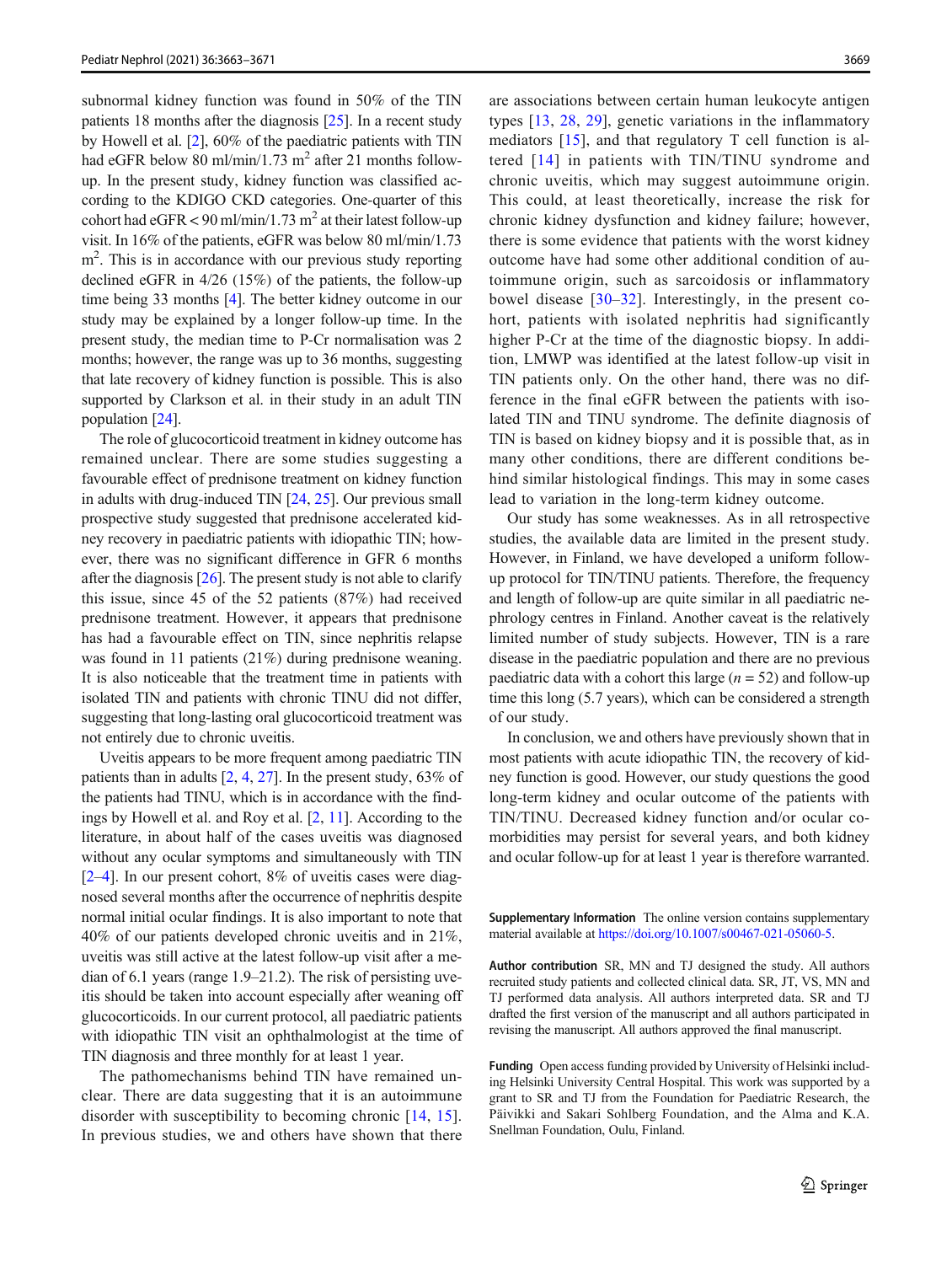subnormal kidney function was found in 50% of the TIN patients 18 months after the diagnosis [25]. In a recent study by Howell et al. [2], 60% of the paediatric patients with TIN had eGFR below 80 ml/min/1.73 $m^2$ after 21 months follow-up. In the present study, kidney function was classified according to the KDIGO CKD categories. One-quarter of this cohort had eGFR < 90 ml/min/1.73 $m^2$ at their latest follow-up visit. In 16% of the patients, eGFR was below 80 ml/min/1.73 $m^2$. This is in accordance with our previous study reporting declined eGFR in 4/26 (15%) of the patients, the follow-up time being 33 months [4]. The better kidney outcome in our study may be explained by a longer follow-up time. In the present study, the median time to P-Cr normalisation was 2 months; however, the range was up to 36 months, suggesting that late recovery of kidney function is possible. This is also supported by Clarkson et al. in their study in an adult TIN population [24].

The role of glucocorticoid treatment in kidney outcome has remained unclear. There are some studies suggesting a favourable effect of prednisone treatment on kidney function in adults with drug-induced TIN [24, 25]. Our previous small prospective study suggested that prednisone accelerated kidney recovery in paediatric patients with idiopathic TIN; however, there was no significant difference in GFR 6 months after the diagnosis [26]. The present study is not able to clarify this issue, since 45 of the 52 patients (87%) had received prednisone treatment. However, it appears that prednisone has had a favourable effect on TIN, since nephritis relapse was found in 11 patients (21%) during prednisone weaning. It is also noticeable that the treatment time in patients with isolated TIN and patients with chronic TINU did not differ, suggesting that long-lasting oral glucocorticoid treatment was not entirely due to chronic uveitis.

Uveitis appears to be more frequent among paediatric TIN patients than in adults [2, 4, 27]. In the present study, 63% of the patients had TINU, which is in accordance with the findings by Howell et al. and Roy et al. [2, 11]. According to the literature, in about half of the cases uveitis was diagnosed without any ocular symptoms and simultaneously with TIN [2–4]. In our present cohort, 8% of uveitis cases were diagnosed several months after the occurrence of nephritis despite normal initial ocular findings. It is also important to note that 40% of our patients developed chronic uveitis and in 21%, uveitis was still active at the latest follow-up visit after a median of 6.1 years (range 1.9–21.2). The risk of persisting uveitis should be taken into account especially after weaning off glucocorticoids. In our current protocol, all paediatric patients with idiopathic TIN visit an ophthalmologist at the time of TIN diagnosis and three monthly for at least 1 year.

The pathomechanisms behind TIN have remained unclear. There are data suggesting that it is an autoimmune disorder with susceptibility to becoming chronic [14, 15]. In previous studies, we and others have shown that there are associations between certain human leukocyte antigen types [13, 28, 29], genetic variations in the inflammatory mediators [15], and that regulatory T cell function is altered [14] in patients with TIN/TINU syndrome and chronic uveitis, which may suggest autoimmune origin. This could, at least theoretically, increase the risk for chronic kidney dysfunction and kidney failure; however, there is some evidence that patients with the worst kidney outcome have had some other additional condition of autoimmune origin, such as sarcoidosis or inflammatory bowel disease [30–32]. Interestingly, in the present cohort, patients with isolated nephritis had significantly higher P-Cr at the time of the diagnostic biopsy. In addition, LMWP was identified at the latest follow-up visit in TIN patients only. On the other hand, there was no difference in the final eGFR between the patients with isolated TIN and TINU syndrome. The definite diagnosis of TIN is based on kidney biopsy and it is possible that, as in many other conditions, there are different conditions behind similar histological findings. This may in some cases lead to variation in the long-term kidney outcome.

Our study has some weaknesses. As in all retrospective studies, the available data are limited in the present study. However, in Finland, we have developed a uniform follow-up protocol for TIN/TINU patients. Therefore, the frequency and length of follow-up are quite similar in all paediatric nephrology centres in Finland. Another caveat is the relatively limited number of study subjects. However, TIN is a rare disease in the paediatric population and there are no previous paediatric data with a cohort this large ($n = 52$) and follow-up time this long (5.7 years), which can be considered a strength of our study.

In conclusion, we and others have previously shown that in most patients with acute idiopathic TIN, the recovery of kidney function is good. However, our study questions the good long-term kidney and ocular outcome of the patients with TIN/TINU. Decreased kidney function and/or ocular comorbidities may persist for several years, and both kidney and ocular follow-up for at least 1 year is therefore warranted.

**Supplementary Information** The online version contains supplementary material available at https://doi.org/10.1007/s00467-021-05060-5.

**Author contribution** SR, MN and TJ designed the study. All authors recruited study patients and collected clinical data. SR, JT, VS, MN and TJ performed data analysis. All authors interpreted data. SR and TJ drafted the first version of the manuscript and all authors participated in revising the manuscript. All authors approved the final manuscript.

**Funding** Open access funding provided by University of Helsinki including Helsinki University Central Hospital. This work was supported by a grant to SR and TJ from the Foundation for Paediatric Research, the Päivikki and Sakari Sohlberg Foundation, and the Alma and K.A. Snellman Foundation, Oulu, Finland.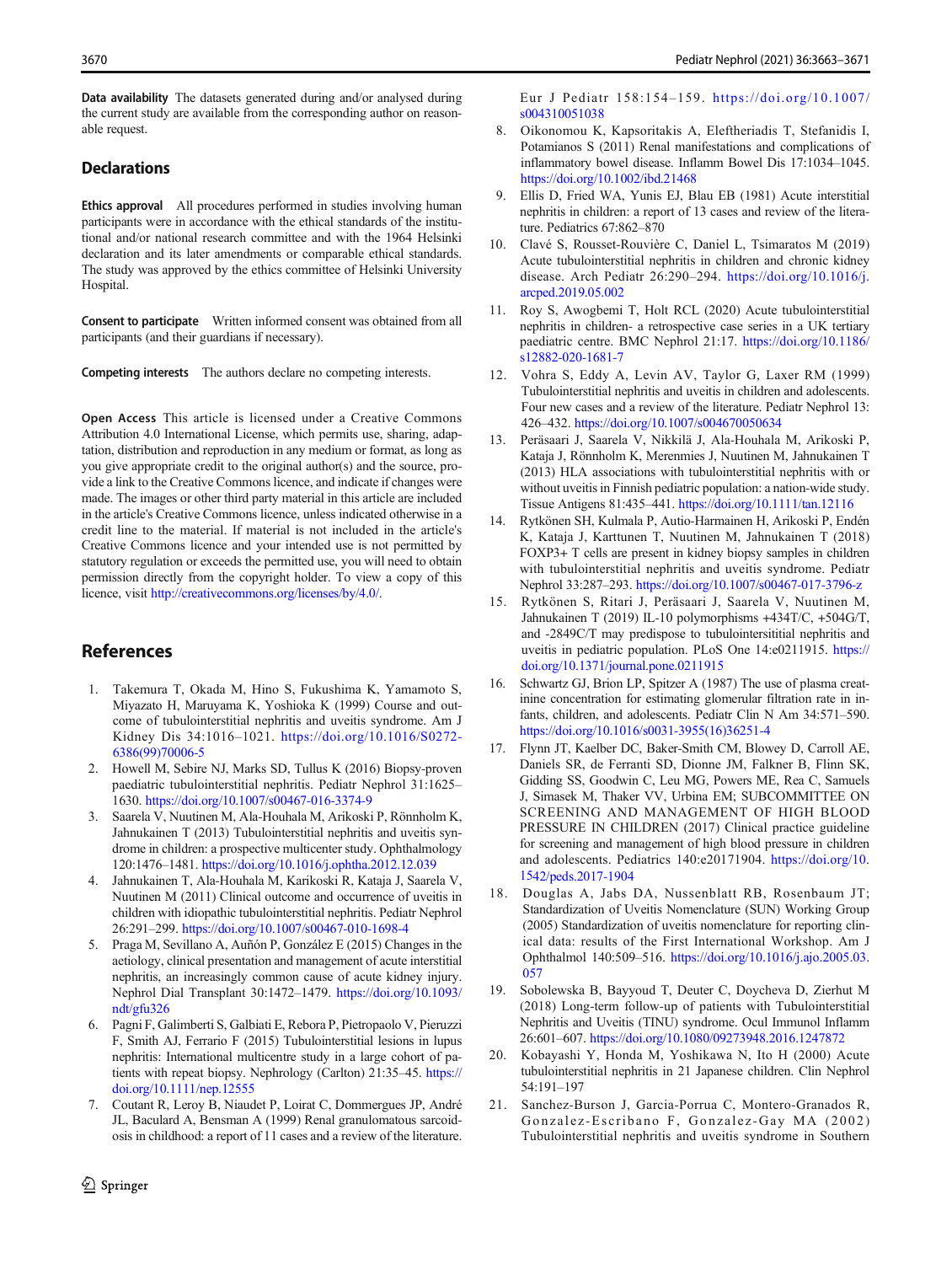**Data availability** The datasets generated during and/or analysed during the current study are available from the corresponding author on reasonable request.

## Declarations

**Ethics approval** All procedures performed in studies involving human participants were in accordance with the ethical standards of the institutional and/or national research committee and with the 1964 Helsinki declaration and its later amendments or comparable ethical standards. The study was approved by the ethics committee of Helsinki University Hospital.

**Consent to participate** Written informed consent was obtained from all participants (and their guardians if necessary).

**Competing interests** The authors declare no competing interests.

**Open Access** This article is licensed under a Creative Commons Attribution 4.0 International License, which permits use, sharing, adaptation, distribution and reproduction in any medium or format, as long as you give appropriate credit to the original author(s) and the source, provide a link to the Creative Commons licence, and indicate if changes were made. The images or other third party material in this article are included in the article's Creative Commons licence, unless indicated otherwise in a credit line to the material. If material is not included in the article's Creative Commons licence and your intended use is not permitted by statutory regulation or exceeds the permitted use, you will need to obtain permission directly from the copyright holder. To view a copy of this licence, visit http://creativecommons.org/licenses/by/4.0/.

## References

1. Takemura T, Okada M, Hino S, Fukushima K, Yamamoto S, Miyazato H, Maruyama K, Yoshioka K (1999) Course and outcome of tubulointerstitial nephritis and uveitis syndrome. Am J Kidney Dis 34:1016–1021. https://doi.org/10.1016/S0272-6386(99)70006-5
2. Howell M, Sebire NJ, Marks SD, Tullus K (2016) Biopsy-proven paediatric tubulointerstitial nephritis. Pediatr Nephrol 31:1625–1630. https://doi.org/10.1007/s00467-016-3374-9
3. Saarela V, Nuutinen M, Ala-Houhala M, Arikoski P, Rönnholm K, Jahnukainen T (2013) Tubulointerstitial nephritis and uveitis syndrome in children: a prospective multicenter study. Ophthalmology 120:1476–1481. https://doi.org/10.1016/j.ophtha.2012.12.039
4. Jahnukainen T, Ala-Houhala M, Karikoski R, Kataja J, Saarela V, Nuutinen M (2011) Clinical outcome and occurrence of uveitis in children with idiopathic tubulointerstitial nephritis. Pediatr Nephrol 26:291–299. https://doi.org/10.1007/s00467-010-1698-4
5. Praga M, Sevillano A, Auñón P, González E (2015) Changes in the aetiology, clinical presentation and management of acute interstitial nephritis, an increasingly common cause of acute kidney injury. Nephrol Dial Transplant 30:1472–1479. https://doi.org/10.1093/ndt/gfu326
6. Pagni F, Galimberti S, Galbiati E, Rebora P, Pietropaolo V, Pieruzzi F, Smith AJ, Ferrario F (2015) Tubulointerstitial lesions in lupus nephritis: International multicentre study in a large cohort of patients with repeat biopsy. Nephrology (Carlton) 21:35–45. https://doi.org/10.1111/nep.12555
7. Coutant R, Leroy B, Niaudet P, Loirat C, Dommergues JP, André JL, Baculard A, Bensman A (1999) Renal granulomatous sarcoidosis in childhood: a report of 11 cases and a review of the literature. Eur J Pediatr 158:154–159. https://doi.org/10.1007/s004310051038
8. Oikonomou K, Kapsoritakis A, Eleftheriadis T, Stefanidis I, Potamianos S (2011) Renal manifestations and complications of inflammatory bowel disease. Inflamm Bowel Dis 17:1034–1045. https://doi.org/10.1002/ibd.21468
9. Ellis D, Fried WA, Yunis EJ, Blau EB (1981) Acute interstitial nephritis in children: a report of 13 cases and review of the literature. Pediatrics 67:862–870
10. Clavé S, Rousset-Rouvière C, Daniel L, Tsimaratos M (2019) Acute tubulointerstitial nephritis in children and chronic kidney disease. Arch Pediatr 26:290–294. https://doi.org/10.1016/j.arcped.2019.05.002
11. Roy S, Awogbemi T, Holt RCL (2020) Acute tubulointerstitial nephritis in children- a retrospective case series in a UK tertiary paediatric centre. BMC Nephrol 21:17. https://doi.org/10.1186/s12882-020-1681-7
12. Vohra S, Eddy A, Levin AV, Taylor G, Laxer RM (1999) Tubulointerstitial nephritis and uveitis in children and adolescents. Four new cases and a review of the literature. Pediatr Nephrol 13:426–432. https://doi.org/10.1007/s004670050634
13. Peräsaari J, Saarela V, Nikkilä J, Ala-Houhala M, Arikoski P, Kataja J, Rönnholm K, Merenmies J, Nuutinen M, Jahnukainen T (2013) HLA associations with tubulointerstitial nephritis with or without uveitis in Finnish pediatric population: a nation-wide study. Tissue Antigens 81:435–441. https://doi.org/10.1111/tan.12116
14. Rytkönen SH, Kulmala P, Autio-Harmainen H, Arikoski P, Endén K, Kataja J, Karttunen T, Nuutinen M, Jahnukainen T (2018) FOXP3+ T cells are present in kidney biopsy samples in children with tubulointerstitial nephritis and uveitis syndrome. Pediatr Nephrol 33:287–293. https://doi.org/10.1007/s00467-017-3796-z
15. Rytkönen S, Ritari J, Peräsaari J, Saarela V, Nuutinen M, Jahnukainen T (2019) IL-10 polymorphisms +434T/C, +504G/T, and -2849C/T may predispose to tubulointersititial nephritis and uveitis in pediatric population. PLoS One 14:e0211915. https://doi.org/10.1371/journal.pone.0211915
16. Schwartz GJ, Brion LP, Spitzer A (1987) The use of plasma creatinine concentration for estimating glomerular filtration rate in infants, children, and adolescents. Pediatr Clin N Am 34:571–590. https://doi.org/10.1016/s0031-3955(16)36251-4
17. Flynn JT, Kaelber DC, Baker-Smith CM, Blowey D, Carroll AE, Daniels SR, de Ferranti SD, Dionne JM, Falkner B, Flinn SK, Gidding SS, Goodwin C, Leu MG, Powers ME, Rea C, Samuels J, Simasek M, Thaker VV, Urbina EM; SUBCOMMITTEE ON SCREENING AND MANAGEMENT OF HIGH BLOOD PRESSURE IN CHILDREN (2017) Clinical practice guideline for screening and management of high blood pressure in children and adolescents. Pediatrics 140:e20171904. https://doi.org/10.1542/peds.2017-1904
18. Douglas A, Jabs DA, Nussenblatt RB, Rosenbaum JT; Standardization of Uveitis Nomenclature (SUN) Working Group (2005) Standardization of uveitis nomenclature for reporting clinical data: results of the First International Workshop. Am J Ophthalmol 140:509–516. https://doi.org/10.1016/j.ajo.2005.03.057
19. Sobolewska B, Bayyoud T, Deuter C, Doycheva D, Zierhut M (2018) Long-term follow-up of patients with Tubulointerstitial Nephritis and Uveitis (TINU) syndrome. Ocul Immunol Inflamm 26:601–607. https://doi.org/10.1080/09273948.2016.1247872
20. Kobayashi Y, Honda M, Yoshikawa N, Ito H (2000) Acute tubulointerstitial nephritis in 21 Japanese children. Clin Nephrol 54:191–197
21. Sanchez-Burson J, Garcia-Porrua C, Montero-Granados R, Gonzalez-Escribano F, Gonzalez-Gay MA (2002) Tubulointerstitial nephritis and uveitis syndrome in Southern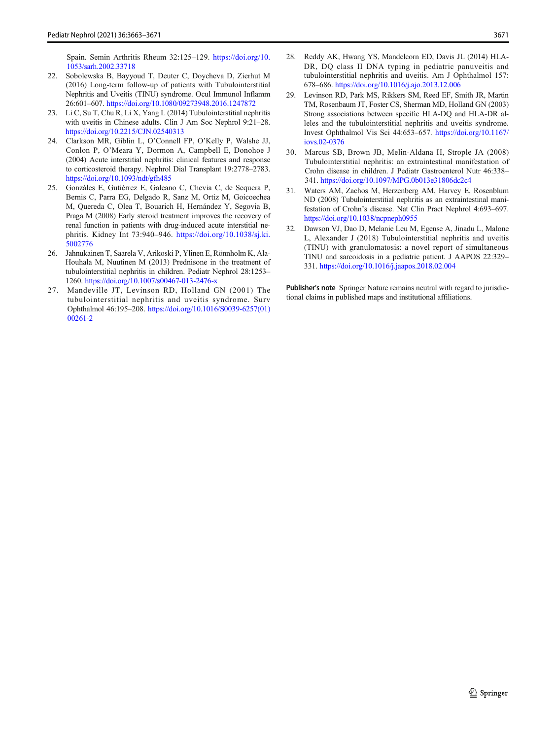Spain. Semin Arthritis Rheum 32:125–129. https://doi.org/10.1053/sarh.2002.33718

22. Sobolewska B, Bayyoud T, Deuter C, Doycheva D, Zierhut M (2016) Long-term follow-up of patients with Tubulointerstitial Nephritis and Uveitis (TINU) syndrome. Ocul Immunol Inflamm 26:601–607. https://doi.org/10.1080/09273948.2016.1247872
23. Li C, Su T, Chu R, Li X, Yang L (2014) Tubulointerstitial nephritis with uveitis in Chinese adults. Clin J Am Soc Nephrol 9:21–28. https://doi.org/10.2215/CJN.02540313
24. Clarkson MR, Giblin L, O'Connell FP, O'Kelly P, Walshe JJ, Conlon P, O'Meara Y, Dormon A, Campbell E, Donohoe J (2004) Acute interstitial nephritis: clinical features and response to corticosteroid therapy. Nephrol Dial Transplant 19:2778–2783. https://doi.org/10.1093/ndt/gfh485
25. Gonzáles E, Gutiérrez E, Galeano C, Chevia C, de Sequera P, Bernis C, Parra EG, Delgado R, Sanz M, Ortiz M, Goicoechea M, Quereda C, Olea T, Bouarich H, Hernández Y, Segovia B, Praga M (2008) Early steroid treatment improves the recovery of renal function in patients with drug-induced acute interstitial nephritis. Kidney Int 73:940–946. https://doi.org/10.1038/sj.ki.5002776
26. Jahnukainen T, Saarela V, Arikoski P, Ylinen E, Rönnholm K, Ala-Houhala M, Nuutinen M (2013) Prednisone in the treatment of tubulointerstitial nephritis in children. Pediatr Nephrol 28:1253–1260. https://doi.org/10.1007/s00467-013-2476-x
27. Mandeville JT, Levinson RD, Holland GN (2001) The tubulointerstitial nephritis and uveitis syndrome. Surv Ophthalmol 46:195–208. https://doi.org/10.1016/S0039-6257(01)00261-2
28. Reddy AK, Hwang YS, Mandelcorn ED, Davis JL (2014) HLA-DR, DQ class II DNA typing in pediatric panuveitis and tubulointerstitial nephritis and uveitis. Am J Ophthalmol 157:678–686. https://doi.org/10.1016/j.ajo.2013.12.006
29. Levinson RD, Park MS, Rikkers SM, Reed EF, Smith JR, Martin TM, Rosenbaum JT, Foster CS, Sherman MD, Holland GN (2003) Strong associations between specific HLA-DQ and HLA-DR alleles and the tubulointerstitial nephritis and uveitis syndrome. Invest Ophthalmol Vis Sci 44:653–657. https://doi.org/10.1167/iovs.02-0376
30. Marcus SB, Brown JB, Melin-Aldana H, Strople JA (2008) Tubulointerstitial nephritis: an extraintestinal manifestation of Crohn disease in children. J Pediatr Gastroenterol Nutr 46:338–341. https://doi.org/10.1097/MPG.0b013e31806dc2c4
31. Waters AM, Zachos M, Herzenberg AM, Harvey E, Rosenblum ND (2008) Tubulointerstitial nephritis as an extraintestinal manifestation of Crohn's disease. Nat Clin Pract Nephrol 4:693–697. https://doi.org/10.1038/ncpneph0955
32. Dawson VJ, Dao D, Melanie Leu M, Egense A, Jinadu L, Malone L, Alexander J (2018) Tubulointerstitial nephritis and uveitis (TINU) with granulomatosis: a novel report of simultaneous TINU and sarcoidosis in a pediatric patient. J AAPOS 22:329–331. https://doi.org/10.1016/j.jaapos.2018.02.004

**Publisher's note** Springer Nature remains neutral with regard to jurisdictional claims in published maps and institutional affiliations.